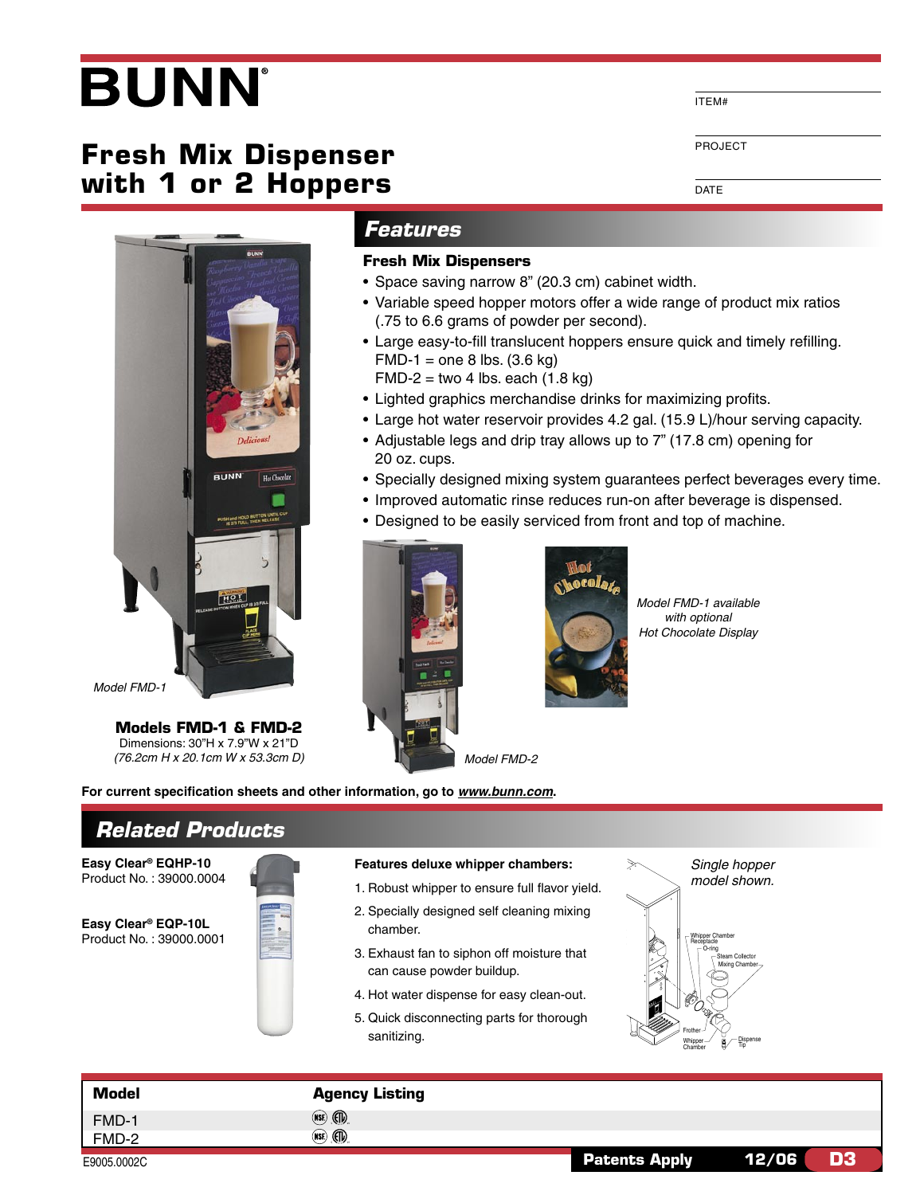# BUNN®

## Fresh Mix Dispenser with 1 or 2 Hoppers

ITEM#

PROJECT

DATE

Model FMD-1

**Models FMD-1 & FMD-2**
Dimensions: 30"H x 7.9"W x 21"D
*(76.2cm H x 20.1cm W x 53.3cm D)*

## Features

### Fresh Mix Dispensers

- Space saving narrow 8" (20.3 cm) cabinet width.
- Variable speed hopper motors offer a wide range of product mix ratios (.75 to 6.6 grams of powder per second).
- Large easy-to-fill translucent hoppers ensure quick and timely refilling.
  FMD-1 = one 8 lbs. (3.6 kg)
  FMD-2 = two 4 lbs. each (1.8 kg)
- Lighted graphics merchandise drinks for maximizing profits.
- Large hot water reservoir provides 4.2 gal. (15.9 L)/hour serving capacity.
- Adjustable legs and drip tray allows up to 7" (17.8 cm) opening for 20 oz. cups.
- Specially designed mixing system guarantees perfect beverages every time.
- Improved automatic rinse reduces run-on after beverage is dispensed.
- Designed to be easily serviced from front and top of machine.

Model FMD-2

*Model FMD-1 available with optional Hot Chocolate Display*

**For current specification sheets and other information, go to *www.bunn.com*.**

## Related Products

**Easy Clear® EQHP-10**
Product No. : 39000.0004

**Easy Clear® EQP-10L**
Product No. : 39000.0001

**Features deluxe whipper chambers:**

1. Robust whipper to ensure full flavor yield.
2. Specially designed self cleaning mixing chamber.
3. Exhaust fan to siphon off moisture that can cause powder buildup.
4. Hot water dispense for easy clean-out.
5. Quick disconnecting parts for thorough sanitizing.

*Single hopper model shown.*

Whipper Chamber Receptacle, O-ring, Steam Collector, Mixing Chamber, Frother, Whipper Chamber, Dispense Tip

| Model | Agency Listing |
|---|---|
| FMD-1 | NSF, ETL |
| FMD-2 | NSF, ETL |

E9005.0002C

**Patents Apply** **12/06** **D3**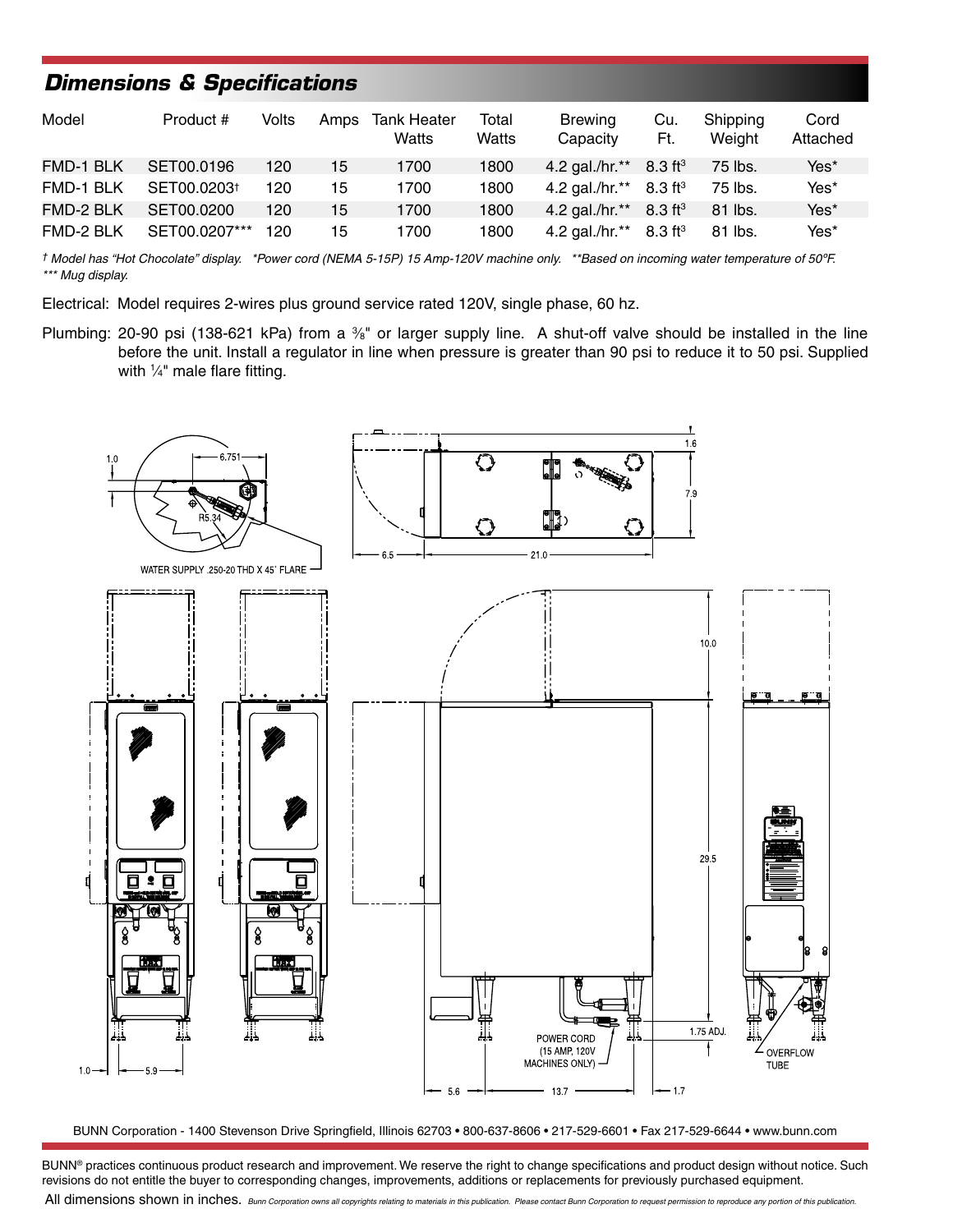## Dimensions & Specifications

| Model | Product # | Volts | Amps | Tank Heater Watts | Total Watts | Brewing Capacity | Cu. Ft. | Shipping Weight | Cord Attached |
|---|---|---|---|---|---|---|---|---|---|
| FMD-1 BLK | SET00.0196 | 120 | 15 | 1700 | 1800 | 4.2 gal./hr.** | 8.3 ft³ | 75 lbs. | Yes* |
| FMD-1 BLK | SET00.0203† | 120 | 15 | 1700 | 1800 | 4.2 gal./hr.** | 8.3 ft³ | 75 lbs. | Yes* |
| FMD-2 BLK | SET00.0200 | 120 | 15 | 1700 | 1800 | 4.2 gal./hr.** | 8.3 ft³ | 81 lbs. | Yes* |
| FMD-2 BLK | SET00.0207*** | 120 | 15 | 1700 | 1800 | 4.2 gal./hr.** | 8.3 ft³ | 81 lbs. | Yes* |

*† Model has "Hot Chocolate" display. \*Power cord (NEMA 5-15P) 15 Amp-120V machine only. \*\*Based on incoming water temperature of 50ºF.*
*\*\*\* Mug display.*

Electrical: Model requires 2-wires plus ground service rated 120V, single phase, 60 hz.

Plumbing: 20-90 psi (138-621 kPa) from a ⅜" or larger supply line. A shut-off valve should be installed in the line before the unit. Install a regulator in line when pressure is greater than 90 psi to reduce it to 50 psi. Supplied with ¼" male flare fitting.

1.0
6.751
R5.34
WATER SUPPLY .250-20 THD X 45˚ FLARE
1.6
7.9
6.5
21.0
10.0
29.5
1.75 ADJ.
POWER CORD (15 AMP, 120V MACHINES ONLY)
OVERFLOW TUBE
1.0
5.9
5.6
13.7
1.7

BUNN Corporation - 1400 Stevenson Drive Springfield, Illinois 62703 • 800-637-8606 • 217-529-6601 • Fax 217-529-6644 • www.bunn.com

BUNN® practices continuous product research and improvement. We reserve the right to change specifications and product design without notice. Such revisions do not entitle the buyer to corresponding changes, improvements, additions or replacements for previously purchased equipment.

All dimensions shown in inches. *Bunn Corporation owns all copyrights relating to materials in this publication. Please contact Bunn Corporation to request permission to reproduce any portion of this publication.*